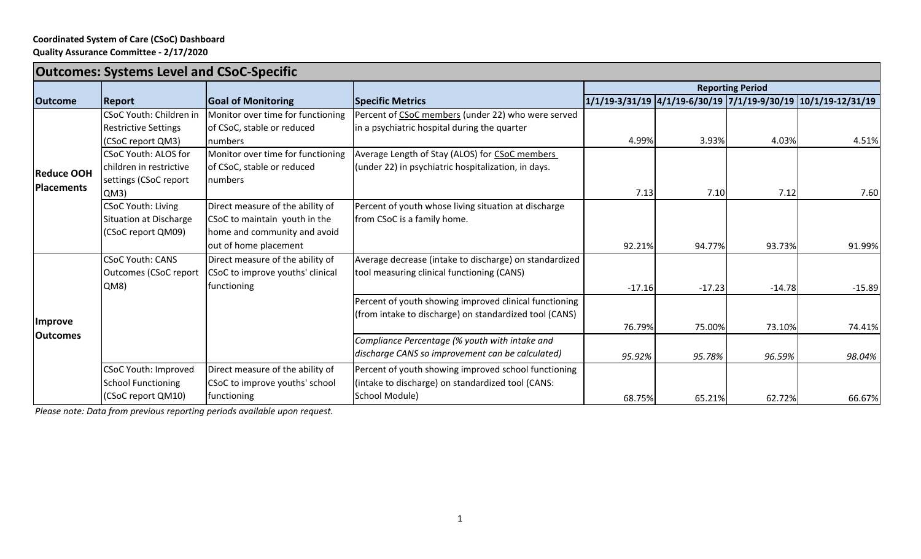**Coordinated System of Care (CSoC) Dashboard**
**Quality Assurance Committee - 2/17/2020**

## Outcomes: Systems Level and CSoC-Specific

| Outcome | Report | Goal of Monitoring | Specific Metrics | Reporting Period | | | |
|---|---|---|---|---|---|---|---|
| | | | | 1/1/19-3/31/19 | 4/1/19-6/30/19 | 7/1/19-9/30/19 | 10/1/19-12/31/19 |
| **Reduce OOH Placements** | CSoC Youth: Children in Restrictive Settings (CSoC report QM3) | Monitor over time for functioning of CSoC, stable or reduced numbers | Percent of CSoC members (under 22) who were served in a psychiatric hospital during the quarter | 4.99% | 3.93% | 4.03% | 4.51% |
| | CSoC Youth: ALOS for children in restrictive settings (CSoC report QM3) | Monitor over time for functioning of CSoC, stable or reduced numbers | Average Length of Stay (ALOS) for CSoC members (under 22) in psychiatric hospitalization, in days. | 7.13 | 7.10 | 7.12 | 7.60 |
| | CSoC Youth: Living Situation at Discharge (CSoC report QM09) | Direct measure of the ability of CSoC to maintain youth in the home and community and avoid out of home placement | Percent of youth whose living situation at discharge from CSoC is a family home. | 92.21% | 94.77% | 93.73% | 91.99% |
| **Improve Outcomes** | CSoC Youth: CANS Outcomes (CSoC report QM8) | Direct measure of the ability of CSoC to improve youths' clinical functioning | Average decrease (intake to discharge) on standardized tool measuring clinical functioning (CANS) | -17.16 | -17.23 | -14.78 | -15.89 |
| | | | Percent of youth showing improved clinical functioning (from intake to discharge) on standardized tool (CANS) | 76.79% | 75.00% | 73.10% | 74.41% |
| | | | *Compliance Percentage (% youth with intake and discharge CANS so improvement can be calculated)* | *95.92%* | *95.78%* | *96.59%* | *98.04%* |
| | CSoC Youth: Improved School Functioning (CSoC report QM10) | Direct measure of the ability of CSoC to improve youths' school functioning | Percent of youth showing improved school functioning (intake to discharge) on standardized tool (CANS: School Module) | 68.75% | 65.21% | 62.72% | 66.67% |

*Please note: Data from previous reporting periods available upon request.*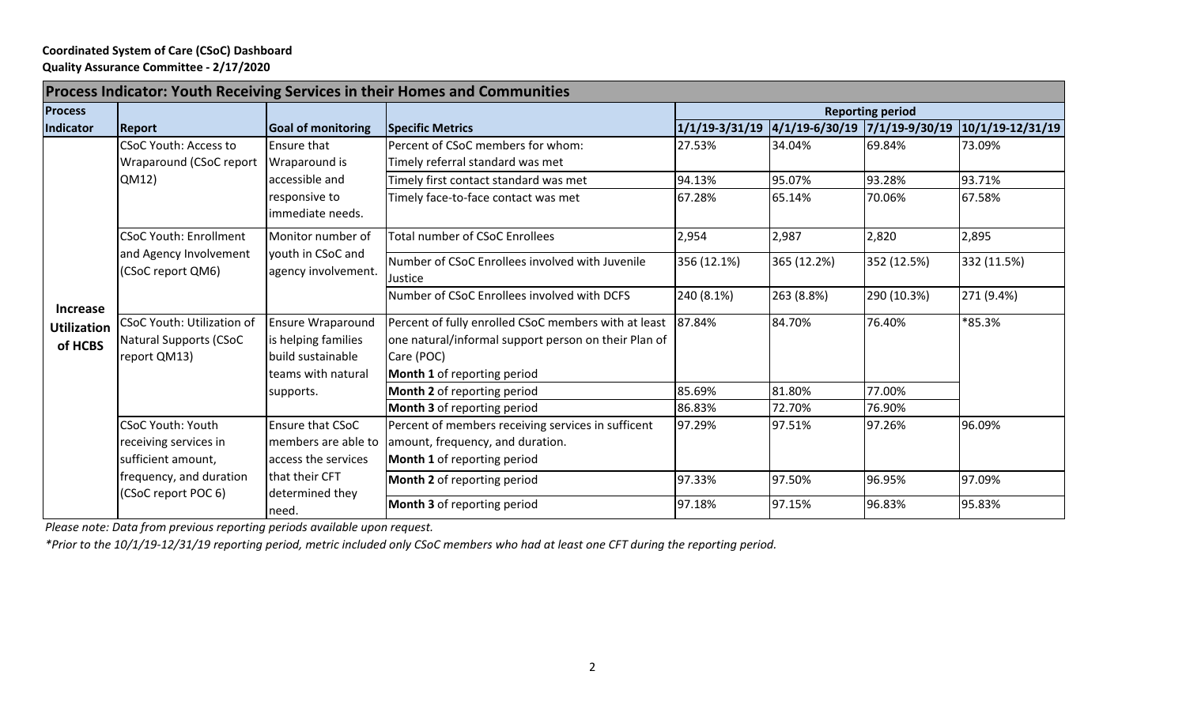**Coordinated System of Care (CSoC) Dashboard**
**Quality Assurance Committee - 2/17/2020**

| **Process Indicator: Youth Receiving Services in their Homes and Communities** | | | | | | | |
|---|---|---|---|---|---|---|---|
| **Process Indicator** | **Report** | **Goal of monitoring** | **Specific Metrics** | **Reporting period** | | | |
| | | | | **1/1/19-3/31/19** | **4/1/19-6/30/19** | **7/1/19-9/30/19** | **10/1/19-12/31/19** |
| **Increase Utilization of HCBS** | CSoC Youth: Access to Wraparound (CSoC report QM12) | Ensure that Wraparound is accessible and responsive to immediate needs. | Percent of CSoC members for whom: Timely referral standard was met | 27.53% | 34.04% | 69.84% | 73.09% |
| | | | Timely first contact standard was met | 94.13% | 95.07% | 93.28% | 93.71% |
| | | | Timely face-to-face contact was met | 67.28% | 65.14% | 70.06% | 67.58% |
| | CSoC Youth: Enrollment and Agency Involvement (CSoC report QM6) | Monitor number of youth in CSoC and agency involvement. | Total number of CSoC Enrollees | 2,954 | 2,987 | 2,820 | 2,895 |
| | | | Number of CSoC Enrollees involved with Juvenile Justice | 356 (12.1%) | 365 (12.2%) | 352 (12.5%) | 332 (11.5%) |
| | | | Number of CSoC Enrollees involved with DCFS | 240 (8.1%) | 263 (8.8%) | 290 (10.3%) | 271 (9.4%) |
| | CSoC Youth: Utilization of Natural Supports (CSoC report QM13) | Ensure Wraparound is helping families build sustainable teams with natural supports. | Percent of fully enrolled CSoC members with at least one natural/informal support person on their Plan of Care (POC) **Month 1** of reporting period | 87.84% | 84.70% | 76.40% | *85.3% |
| | | | **Month 2** of reporting period | 85.69% | 81.80% | 77.00% | |
| | | | **Month 3** of reporting period | 86.83% | 72.70% | 76.90% | |
| | CSoC Youth: Youth receiving services in sufficient amount, frequency, and duration (CSoC report POC 6) | Ensure that CSoC members are able to access the services that their CFT determined they need. | Percent of members receiving services in sufficient amount, frequency, and duration. **Month 1** of reporting period | 97.29% | 97.51% | 97.26% | 96.09% |
| | | | **Month 2** of reporting period | 97.33% | 97.50% | 96.95% | 97.09% |
| | | | **Month 3** of reporting period | 97.18% | 97.15% | 96.83% | 95.83% |

*Please note: Data from previous reporting periods available upon request.*

*\*Prior to the 10/1/19-12/31/19 reporting period, metric included only CSoC members who had at least one CFT during the reporting period.*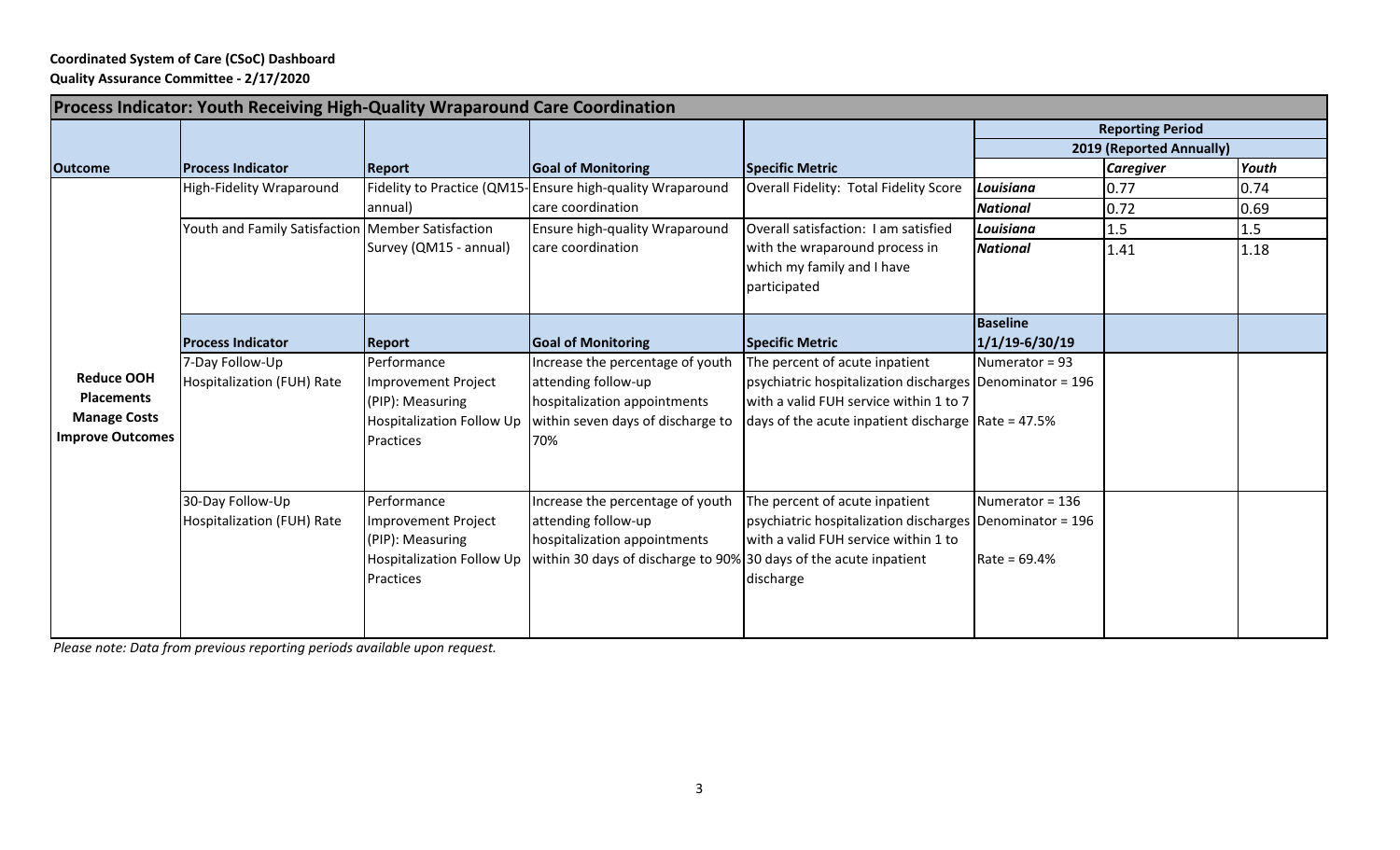**Coordinated System of Care (CSoC) Dashboard**
**Quality Assurance Committee - 2/17/2020**

## Process Indicator: Youth Receiving High-Quality Wraparound Care Coordination

| | | | | | Reporting Period | | |
|---|---|---|---|---|---|---|---|
| | | | | | 2019 (Reported Annually) | | |
| **Outcome** | **Process Indicator** | **Report** | **Goal of Monitoring** | **Specific Metric** | | ***Caregiver*** | ***Youth*** |
| **Reduce OOH Placements Manage Costs Improve Outcomes** | High-Fidelity Wraparound | Fidelity to Practice (QM15-annual) | Ensure high-quality Wraparound care coordination | Overall Fidelity: Total Fidelity Score | ***Louisiana*** | 0.77 | 0.74 |
| | | | | | ***National*** | 0.72 | 0.69 |
| | Youth and Family Satisfaction | Member Satisfaction Survey (QM15 - annual) | Ensure high-quality Wraparound care coordination | Overall satisfaction: I am satisfied with the wraparound process in which my family and I have participated | ***Louisiana*** | 1.5 | 1.5 |
| | | | | | ***National*** | 1.41 | 1.18 |
| | **Process Indicator** | **Report** | **Goal of Monitoring** | **Specific Metric** | **Baseline 1/1/19-6/30/19** | | |
| | 7-Day Follow-Up Hospitalization (FUH) Rate | Performance Improvement Project (PIP): Measuring Hospitalization Follow Up Practices | Increase the percentage of youth attending follow-up hospitalization appointments within seven days of discharge to 70% | The percent of acute inpatient psychiatric hospitalization discharges with a valid FUH service within 1 to 7 days of the acute inpatient discharge | Numerator = 93 Denominator = 196 Rate = 47.5% | | |
| | 30-Day Follow-Up Hospitalization (FUH) Rate | Performance Improvement Project (PIP): Measuring Hospitalization Follow Up Practices | Increase the percentage of youth attending follow-up hospitalization appointments within 30 days of discharge to 90% | The percent of acute inpatient psychiatric hospitalization discharges with a valid FUH service within 1 to 30 days of the acute inpatient discharge | Numerator = 136 Denominator = 196 Rate = 69.4% | | |

*Please note: Data from previous reporting periods available upon request.*